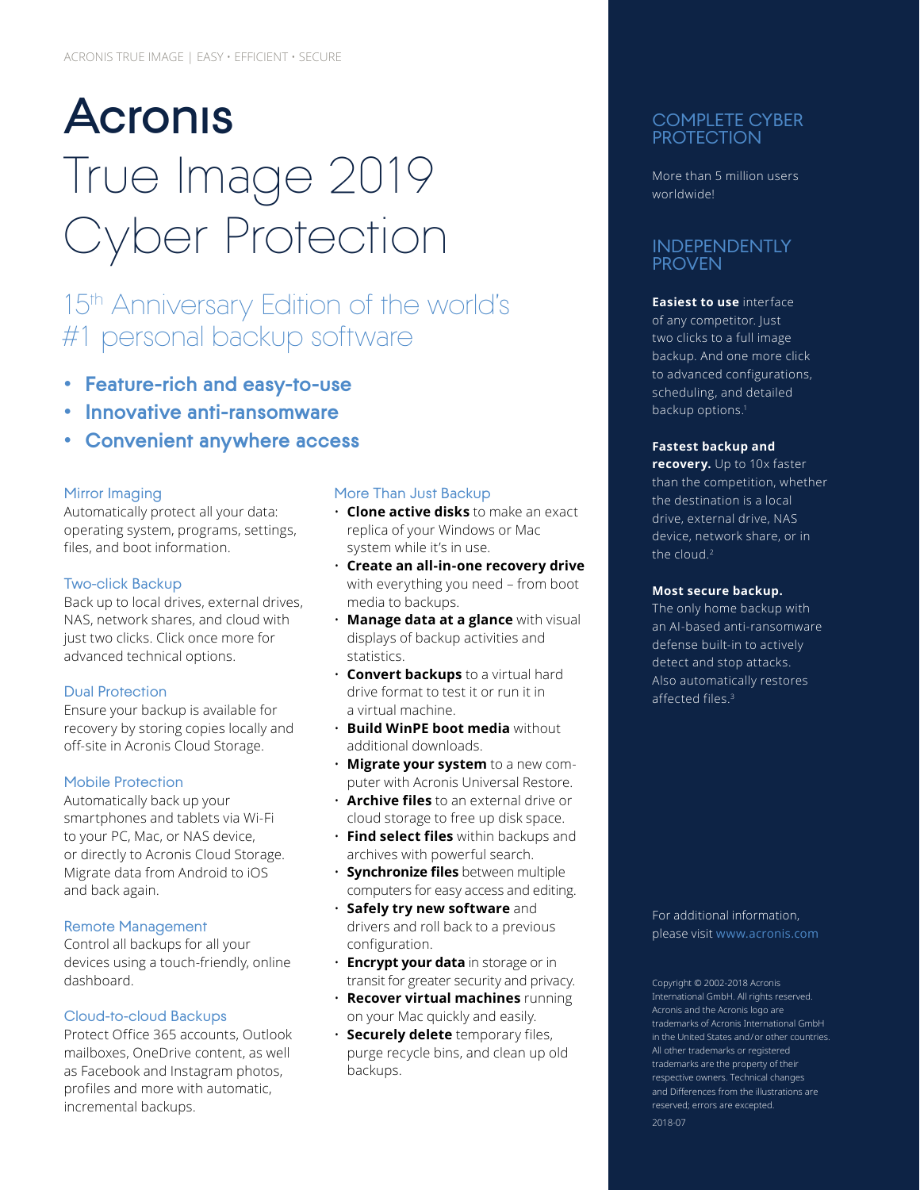ACRONIS TRUE IMAGE | EASY • EFFICIENT • SECURE

# Acronis True Image 2019 Cyber Protection

## 15th Anniversary Edition of the world's #1 personal backup software

- **Feature-rich and easy-to-use**
- **Innovative anti-ransomware**
- **Convenient anywhere access**

### Mirror Imaging

Automatically protect all your data: operating system, programs, settings, files, and boot information.

### Two-click Backup

Back up to local drives, external drives, NAS, network shares, and cloud with just two clicks. Click once more for advanced technical options.

### Dual Protection

Ensure your backup is available for recovery by storing copies locally and off-site in Acronis Cloud Storage.

### Mobile Protection

Automatically back up your smartphones and tablets via Wi-Fi to your PC, Mac, or NAS device, or directly to Acronis Cloud Storage. Migrate data from Android to iOS and back again.

### Remote Management

Control all backups for all your devices using a touch-friendly, online dashboard.

### Cloud-to-cloud Backups

Protect Office 365 accounts, Outlook mailboxes, OneDrive content, as well as Facebook and Instagram photos, profiles and more with automatic, incremental backups.

### More Than Just Backup

- **Clone active disks** to make an exact replica of your Windows or Mac system while it's in use.
- **Create an all-in-one recovery drive** with everything you need – from boot media to backups.
- **Manage data at a glance** with visual displays of backup activities and statistics.
- **Convert backups** to a virtual hard drive format to test it or run it in a virtual machine.
- **Build WinPE boot media** without additional downloads.
- **Migrate your system** to a new computer with Acronis Universal Restore.
- **Archive files** to an external drive or cloud storage to free up disk space.
- **Find select files** within backups and archives with powerful search.
- **Synchronize files** between multiple computers for easy access and editing.
- **Safely try new software** and drivers and roll back to a previous configuration.
- **Encrypt your data** in storage or in transit for greater security and privacy.
- **Recover virtual machines** running on your Mac quickly and easily.
- **Securely delete** temporary files, purge recycle bins, and clean up old backups.

## COMPLETE CYBER PROTECTION

More than 5 million users worldwide!

## INDEPENDENTLY PROVEN

**Easiest to use** interface of any competitor. Just two clicks to a full image backup. And one more click to advanced configurations, scheduling, and detailed backup options.[1]

**Fastest backup and recovery.** Up to 10x faster than the competition, whether the destination is a local drive, external drive, NAS device, network share, or in the cloud.[2]

**Most secure backup.** The only home backup with an AI-based anti-ransomware defense built-in to actively detect and stop attacks. Also automatically restores affected files.[3]

For additional information, please visit www.acronis.com

Copyright © 2002-2018 Acronis International GmbH. All rights reserved. Acronis and the Acronis logo are trademarks of Acronis International GmbH in the United States and/or other countries. All other trademarks or registered trademarks are the property of their respective owners. Technical changes and Differences from the illustrations are reserved; errors are excepted.

2018-07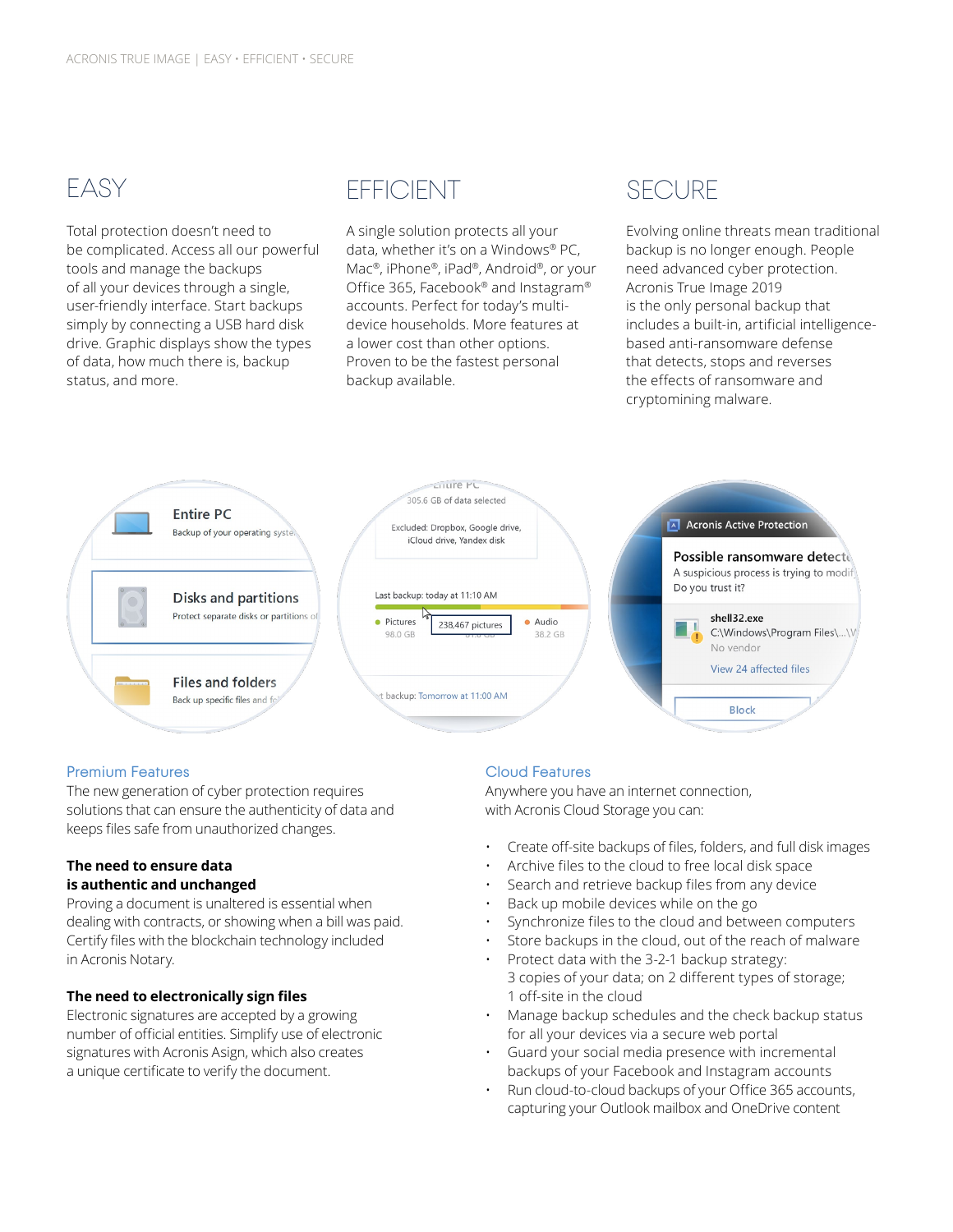## EASY

Total protection doesn't need to be complicated. Access all our powerful tools and manage the backups of all your devices through a single, user-friendly interface. Start backups simply by connecting a USB hard disk drive. Graphic displays show the types of data, how much there is, backup status, and more.

## EFFICIENT

A single solution protects all your data, whether it's on a Windows® PC, Mac®, iPhone®, iPad®, Android®, or your Office 365, Facebook® and Instagram® accounts. Perfect for today's multi-device households. More features at a lower cost than other options. Proven to be the fastest personal backup available.

## SECURE

Evolving online threats mean traditional backup is no longer enough. People need advanced cyber protection. Acronis True Image 2019 is the only personal backup that includes a built-in, artificial intelligence-based anti-ransomware defense that detects, stops and reverses the effects of ransomware and cryptomining malware.

### Premium Features

The new generation of cyber protection requires solutions that can ensure the authenticity of data and keeps files safe from unauthorized changes.

**The need to ensure data is authentic and unchanged**

Proving a document is unaltered is essential when dealing with contracts, or showing when a bill was paid. Certify files with the blockchain technology included in Acronis Notary.

**The need to electronically sign files**

Electronic signatures are accepted by a growing number of official entities. Simplify use of electronic signatures with Acronis Asign, which also creates a unique certificate to verify the document.

### Cloud Features

Anywhere you have an internet connection, with Acronis Cloud Storage you can:

- Create off-site backups of files, folders, and full disk images
- Archive files to the cloud to free local disk space
- Search and retrieve backup files from any device
- Back up mobile devices while on the go
- Synchronize files to the cloud and between computers
- Store backups in the cloud, out of the reach of malware
- Protect data with the 3-2-1 backup strategy: 3 copies of your data; on 2 different types of storage; 1 off-site in the cloud
- Manage backup schedules and the check backup status for all your devices via a secure web portal
- Guard your social media presence with incremental backups of your Facebook and Instagram accounts
- Run cloud-to-cloud backups of your Office 365 accounts, capturing your Outlook mailbox and OneDrive content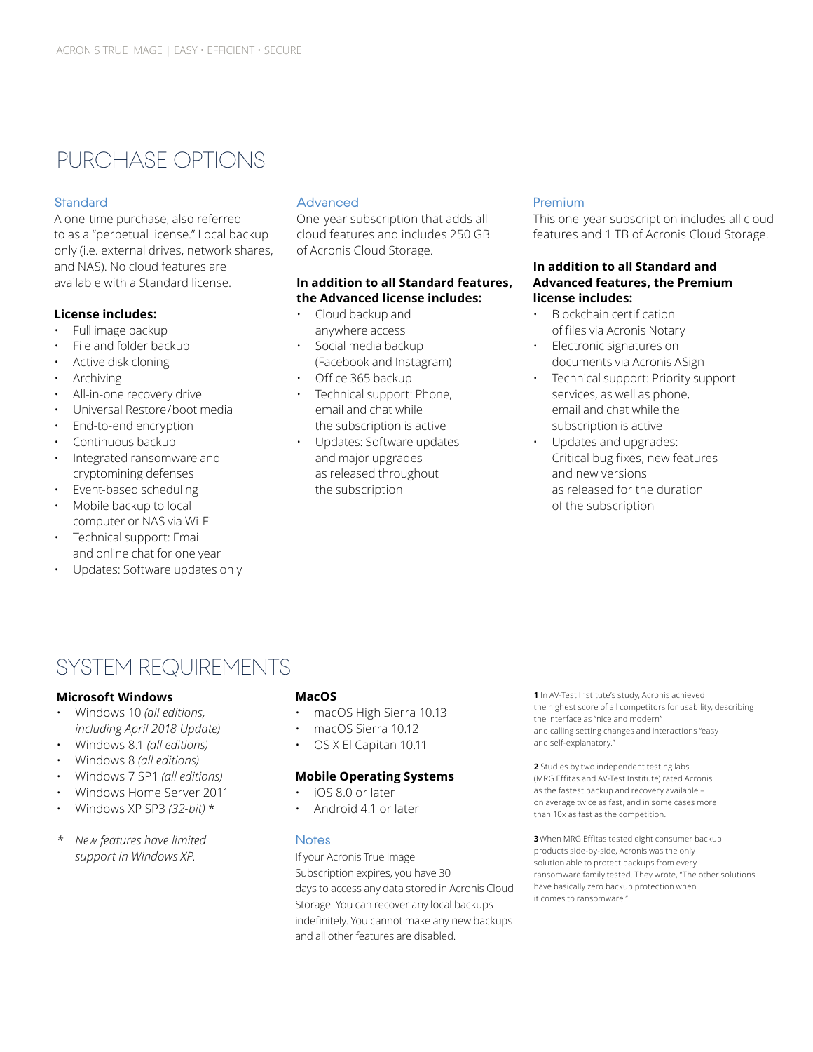# PURCHASE OPTIONS

### Standard

A one-time purchase, also referred to as a "perpetual license." Local backup only (i.e. external drives, network shares, and NAS). No cloud features are available with a Standard license.

**License includes:**

- Full image backup
- File and folder backup
- Active disk cloning
- Archiving
- All-in-one recovery drive
- Universal Restore/boot media
- End-to-end encryption
- Continuous backup
- Integrated ransomware and cryptomining defenses
- Event-based scheduling
- Mobile backup to local computer or NAS via Wi-Fi
- Technical support: Email and online chat for one year
- Updates: Software updates only

### Advanced

One-year subscription that adds all cloud features and includes 250 GB of Acronis Cloud Storage.

**In addition to all Standard features, the Advanced license includes:**

- Cloud backup and anywhere access
- Social media backup (Facebook and Instagram)
- Office 365 backup
- Technical support: Phone, email and chat while the subscription is active
- Updates: Software updates and major upgrades as released throughout the subscription

### Premium

This one-year subscription includes all cloud features and 1 TB of Acronis Cloud Storage.

**In addition to all Standard and Advanced features, the Premium license includes:**

- Blockchain certification of files via Acronis Notary
- Electronic signatures on documents via Acronis ASign
- Technical support: Priority support services, as well as phone, email and chat while the subscription is active
- Updates and upgrades: Critical bug fixes, new features and new versions as released for the duration of the subscription

# SYSTEM REQUIREMENTS

**Microsoft Windows**

- Windows 10 *(all editions, including April 2018 Update)*
- Windows 8.1 *(all editions)*
- Windows 8 *(all editions)*
- Windows 7 SP1 *(all editions)*
- Windows Home Server 2011
- Windows XP SP3 *(32-bit)* *

\* *New features have limited support in Windows XP.*

**MacOS**

- macOS High Sierra 10.13
- macOS Sierra 10.12
- OS X El Capitan 10.11

**Mobile Operating Systems**

- iOS 8.0 or later
- Android 4.1 or later

### Notes

If your Acronis True Image Subscription expires, you have 30 days to access any data stored in Acronis Cloud Storage. You can recover any local backups indefinitely. You cannot make any new backups and all other features are disabled.

**1** In AV-Test Institute's study, Acronis achieved the highest score of all competitors for usability, describing the interface as "nice and modern" and calling setting changes and interactions "easy and self-explanatory."

**2** Studies by two independent testing labs (MRG Effitas and AV-Test Institute) rated Acronis as the fastest backup and recovery available – on average twice as fast, and in some cases more than 10x as fast as the competition.

**3** When MRG Effitas tested eight consumer backup products side-by-side, Acronis was the only solution able to protect backups from every ransomware family tested. They wrote, "The other solutions have basically zero backup protection when it comes to ransomware."